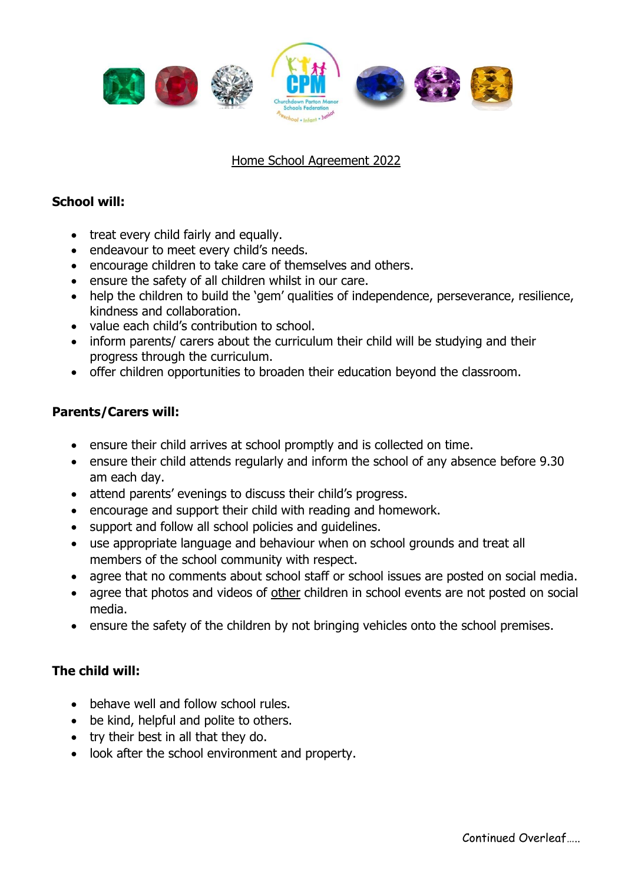# Home School Agreement 2022

**School will:**

- treat every child fairly and equally.
- endeavour to meet every child's needs.
- encourage children to take care of themselves and others.
- ensure the safety of all children whilst in our care.
- help the children to build the 'gem' qualities of independence, perseverance, resilience, kindness and collaboration.
- value each child's contribution to school.
- inform parents/ carers about the curriculum their child will be studying and their progress through the curriculum.
- offer children opportunities to broaden their education beyond the classroom.

**Parents/Carers will:**

- ensure their child arrives at school promptly and is collected on time.
- ensure their child attends regularly and inform the school of any absence before 9.30 am each day.
- attend parents' evenings to discuss their child's progress.
- encourage and support their child with reading and homework.
- support and follow all school policies and guidelines.
- use appropriate language and behaviour when on school grounds and treat all members of the school community with respect.
- agree that no comments about school staff or school issues are posted on social media.
- agree that photos and videos of <u>other</u> children in school events are not posted on social media.
- ensure the safety of the children by not bringing vehicles onto the school premises.

**The child will:**

- behave well and follow school rules.
- be kind, helpful and polite to others.
- try their best in all that they do.
- look after the school environment and property.

Continued Overleaf.....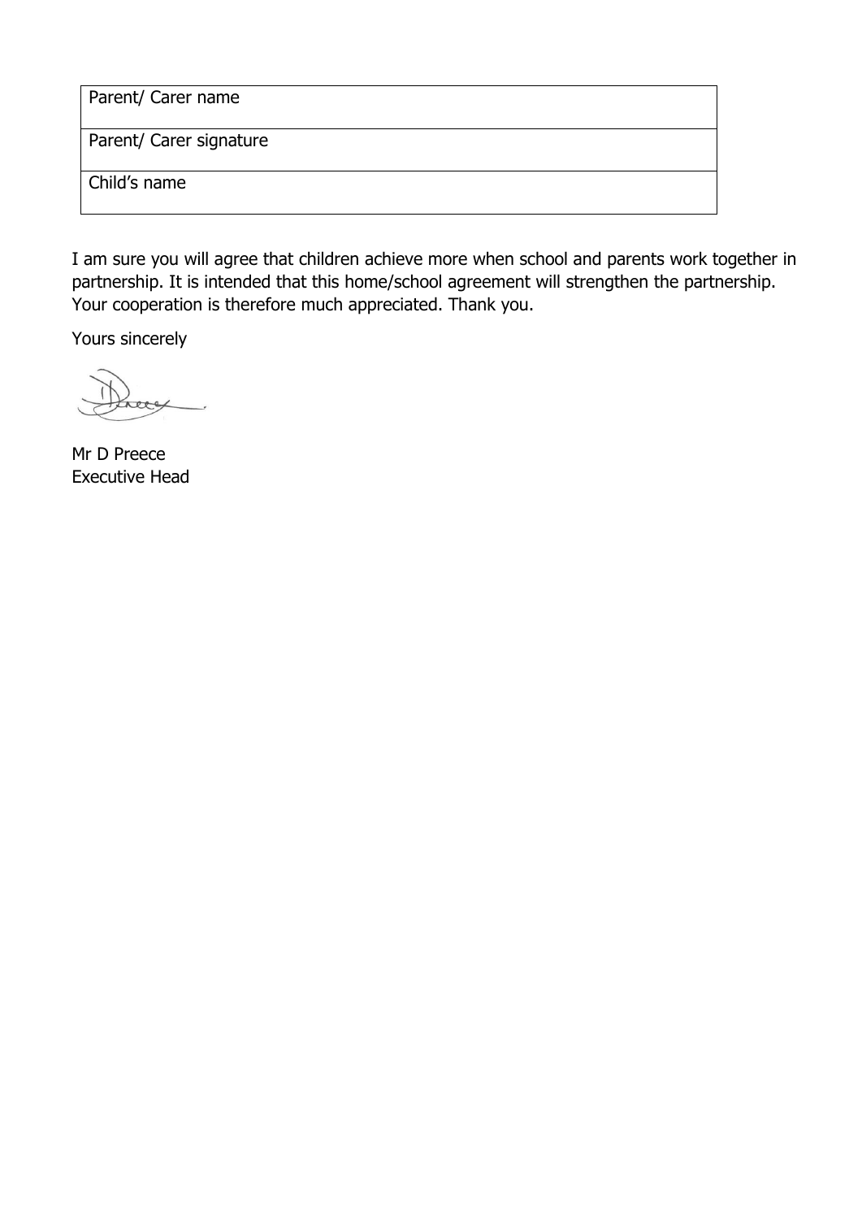| | |
|---|---|
| Parent/ Carer name | |
| Parent/ Carer signature | |
| Child's name | |

I am sure you will agree that children achieve more when school and parents work together in partnership. It is intended that this home/school agreement will strengthen the partnership. Your cooperation is therefore much appreciated. Thank you.

Yours sincerely

Mr D Preece
Executive Head